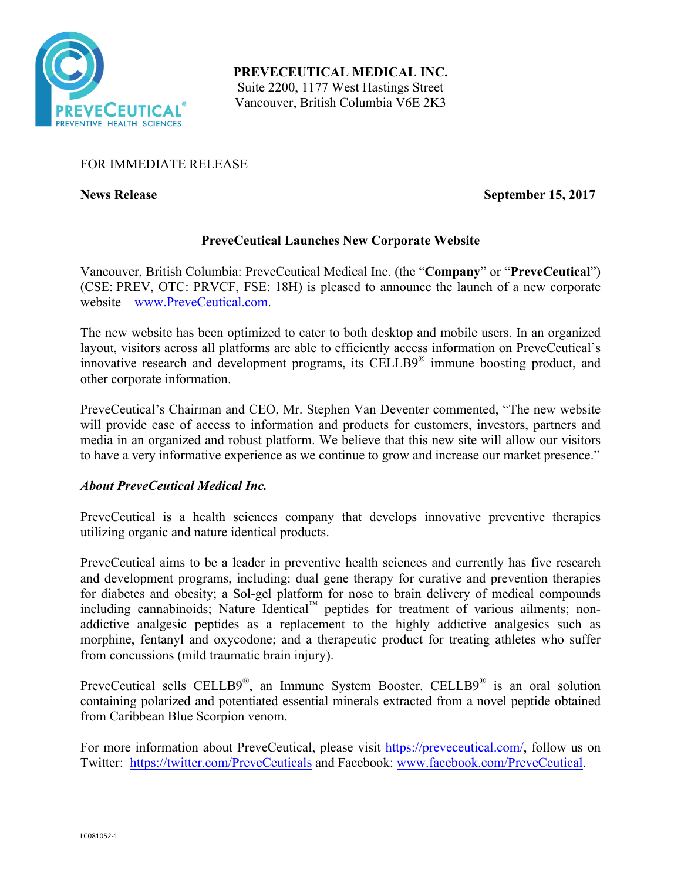**PREVECEUTICAL MEDICAL INC.**
Suite 2200, 1177 West Hastings Street
Vancouver, British Columbia V6E 2K3

FOR IMMEDIATE RELEASE

**News Release** **September 15, 2017**

## PreveCeutical Launches New Corporate Website

Vancouver, British Columbia: PreveCeutical Medical Inc. (the "**Company**" or "**PreveCeutical**") (CSE: PREV, OTC: PRVCF, FSE: 18H) is pleased to announce the launch of a new corporate website – www.PreveCeutical.com.

The new website has been optimized to cater to both desktop and mobile users. In an organized layout, visitors across all platforms are able to efficiently access information on PreveCeutical's innovative research and development programs, its CELLB9® immune boosting product, and other corporate information.

PreveCeutical's Chairman and CEO, Mr. Stephen Van Deventer commented, "The new website will provide ease of access to information and products for customers, investors, partners and media in an organized and robust platform. We believe that this new site will allow our visitors to have a very informative experience as we continue to grow and increase our market presence."

### *About PreveCeutical Medical Inc.*

PreveCeutical is a health sciences company that develops innovative preventive therapies utilizing organic and nature identical products.

PreveCeutical aims to be a leader in preventive health sciences and currently has five research and development programs, including: dual gene therapy for curative and prevention therapies for diabetes and obesity; a Sol-gel platform for nose to brain delivery of medical compounds including cannabinoids; Nature Identical™ peptides for treatment of various ailments; non-addictive analgesic peptides as a replacement to the highly addictive analgesics such as morphine, fentanyl and oxycodone; and a therapeutic product for treating athletes who suffer from concussions (mild traumatic brain injury).

PreveCeutical sells CELLB9®, an Immune System Booster. CELLB9® is an oral solution containing polarized and potentiated essential minerals extracted from a novel peptide obtained from Caribbean Blue Scorpion venom.

For more information about PreveCeutical, please visit https://preveceutical.com/, follow us on Twitter: https://twitter.com/PreveCeuticals and Facebook: www.facebook.com/PreveCeutical.

LC081052-1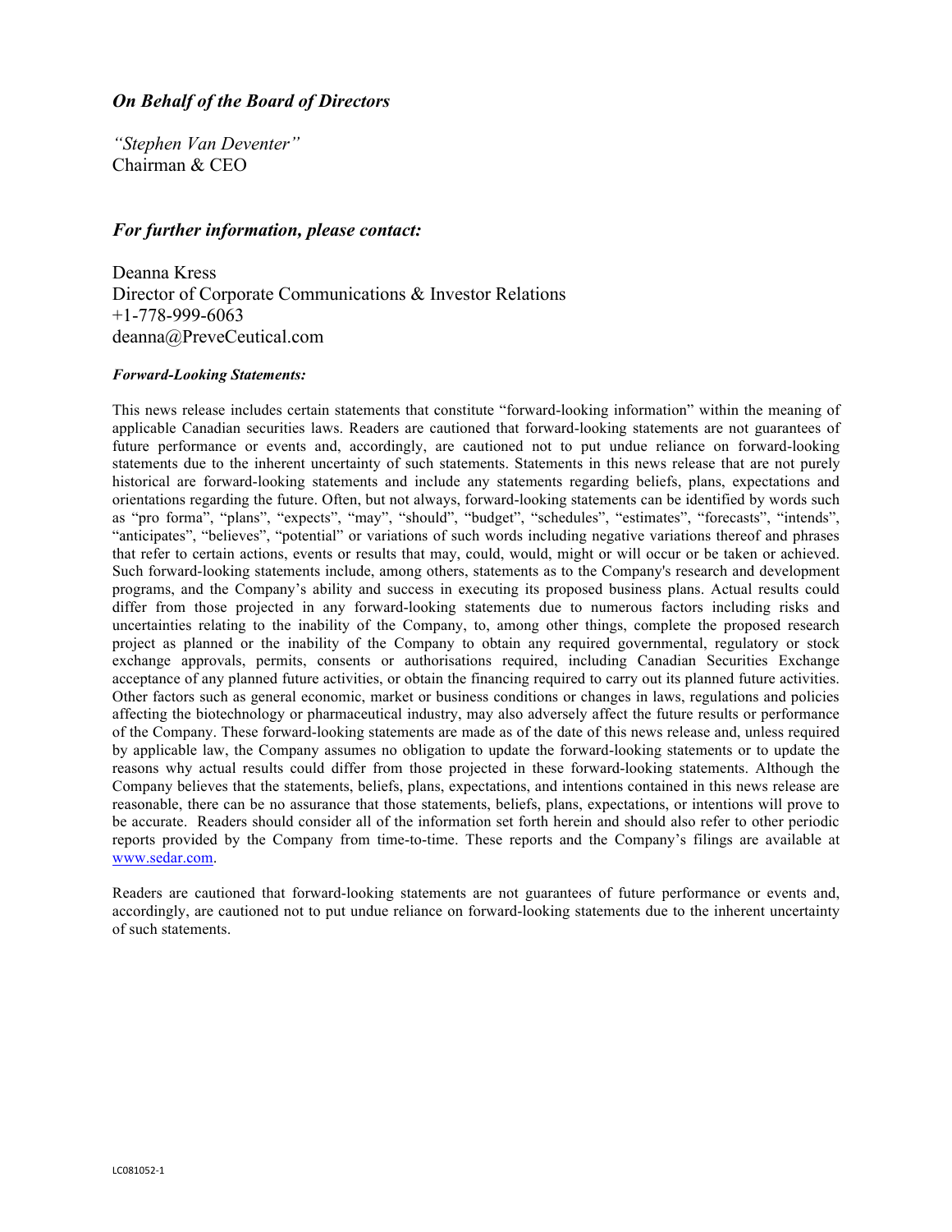***On Behalf of the Board of Directors***

*"Stephen Van Deventer"*
Chairman & CEO

***For further information, please contact:***

Deanna Kress
Director of Corporate Communications & Investor Relations
+1-778-999-6063
deanna@PreveCeutical.com

***Forward-Looking Statements:***

This news release includes certain statements that constitute "forward-looking information" within the meaning of applicable Canadian securities laws. Readers are cautioned that forward-looking statements are not guarantees of future performance or events and, accordingly, are cautioned not to put undue reliance on forward-looking statements due to the inherent uncertainty of such statements. Statements in this news release that are not purely historical are forward-looking statements and include any statements regarding beliefs, plans, expectations and orientations regarding the future. Often, but not always, forward-looking statements can be identified by words such as "pro forma", "plans", "expects", "may", "should", "budget", "schedules", "estimates", "forecasts", "intends", "anticipates", "believes", "potential" or variations of such words including negative variations thereof and phrases that refer to certain actions, events or results that may, could, would, might or will occur or be taken or achieved. Such forward-looking statements include, among others, statements as to the Company's research and development programs, and the Company's ability and success in executing its proposed business plans. Actual results could differ from those projected in any forward-looking statements due to numerous factors including risks and uncertainties relating to the inability of the Company, to, among other things, complete the proposed research project as planned or the inability of the Company to obtain any required governmental, regulatory or stock exchange approvals, permits, consents or authorisations required, including Canadian Securities Exchange acceptance of any planned future activities, or obtain the financing required to carry out its planned future activities. Other factors such as general economic, market or business conditions or changes in laws, regulations and policies affecting the biotechnology or pharmaceutical industry, may also adversely affect the future results or performance of the Company. These forward-looking statements are made as of the date of this news release and, unless required by applicable law, the Company assumes no obligation to update the forward-looking statements or to update the reasons why actual results could differ from those projected in these forward-looking statements. Although the Company believes that the statements, beliefs, plans, expectations, and intentions contained in this news release are reasonable, there can be no assurance that those statements, beliefs, plans, expectations, or intentions will prove to be accurate. Readers should consider all of the information set forth herein and should also refer to other periodic reports provided by the Company from time-to-time. These reports and the Company's filings are available at www.sedar.com.

Readers are cautioned that forward-looking statements are not guarantees of future performance or events and, accordingly, are cautioned not to put undue reliance on forward-looking statements due to the inherent uncertainty of such statements.

LC081052-1